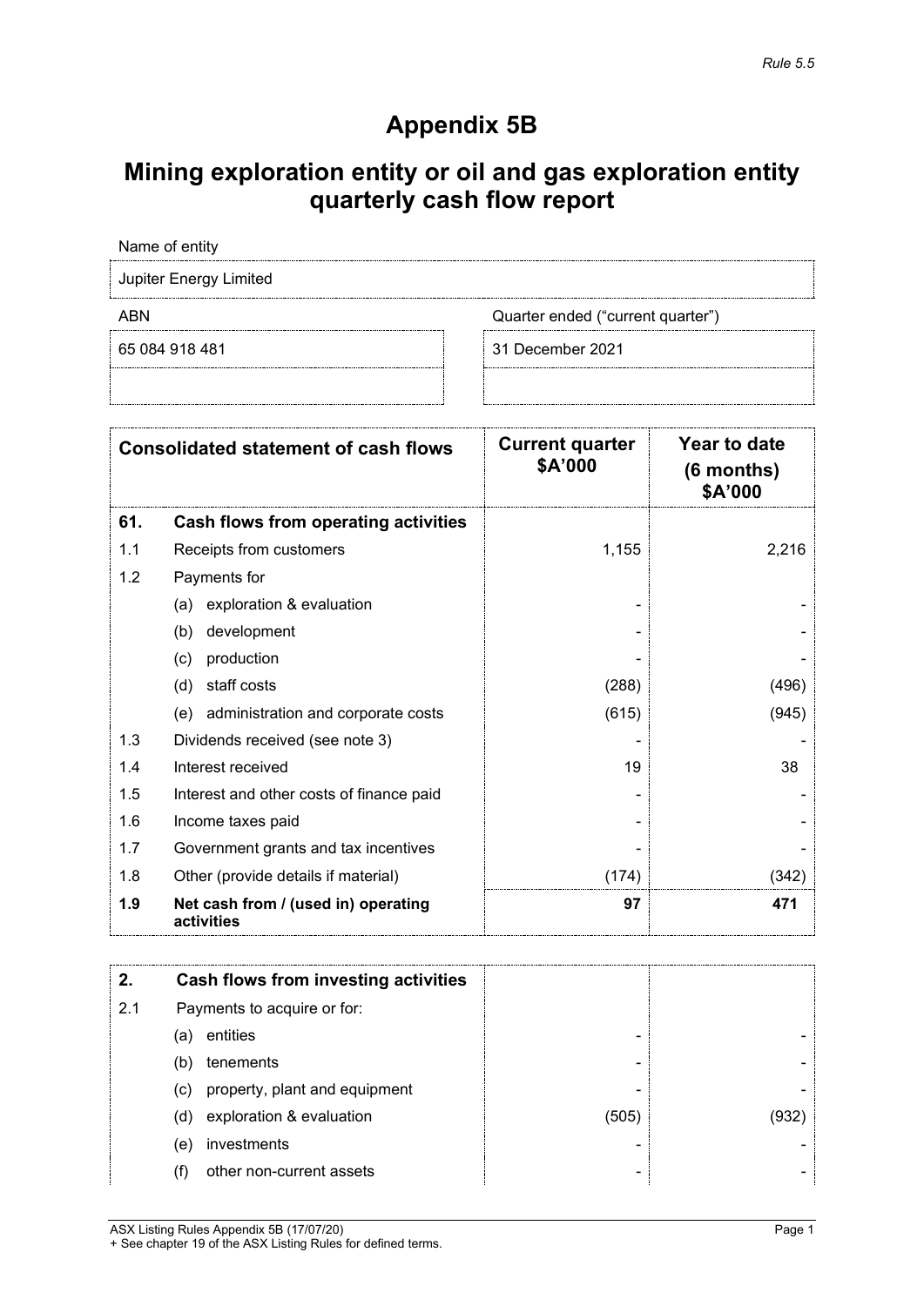*Rule 5.5*

# Appendix 5B

# Mining exploration entity or oil and gas exploration entity quarterly cash flow report

| Name of entity | |
|---|---|
| Jupiter Energy Limited | |

| ABN | Quarter ended ("current quarter") |
|---|---|
| 65 084 918 481 | 31 December 2021 |

| Consolidated statement of cash flows | | Current quarter $A'000 | Year to date (6 months) $A'000 |
|---|---|---|---|
| **61.** | **Cash flows from operating activities** | | |
| 1.1 | Receipts from customers | 1,155 | 2,216 |
| 1.2 | Payments for | | |
| | (a) exploration & evaluation | - | - |
| | (b) development | - | - |
| | (c) production | - | - |
| | (d) staff costs | (288) | (496) |
| | (e) administration and corporate costs | (615) | (945) |
| 1.3 | Dividends received (see note 3) | - | - |
| 1.4 | Interest received | 19 | 38 |
| 1.5 | Interest and other costs of finance paid | - | - |
| 1.6 | Income taxes paid | - | - |
| 1.7 | Government grants and tax incentives | - | - |
| 1.8 | Other (provide details if material) | (174) | (342) |
| **1.9** | **Net cash from / (used in) operating activities** | **97** | **471** |

| | | | |
|---|---|---|---|
| **2.** | **Cash flows from investing activities** | | |
| 2.1 | Payments to acquire or for: | | |
| | (a) entities | - | - |
| | (b) tenements | - | - |
| | (c) property, plant and equipment | - | - |
| | (d) exploration & evaluation | (505) | (932) |
| | (e) investments | - | - |
| | (f) other non-current assets | - | - |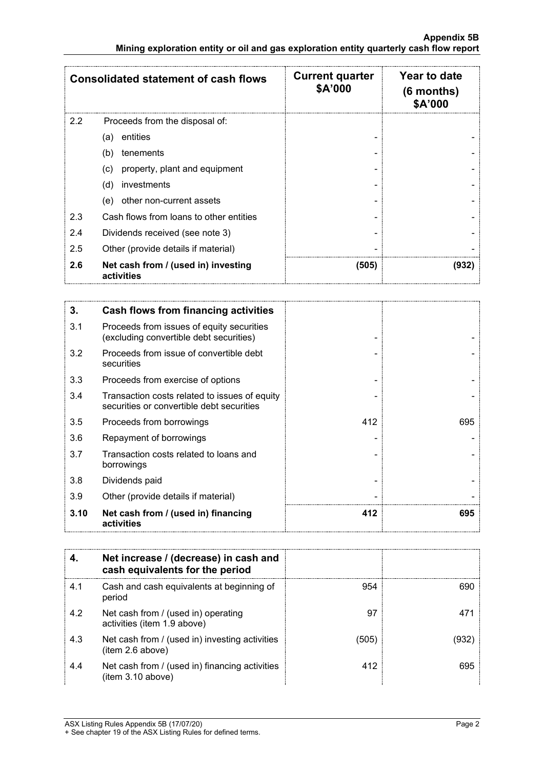| Consolidated statement of cash flows | | Current quarter $A'000 | Year to date (6 months) $A'000 |
|---|---|---|---|
| 2.2 | Proceeds from the disposal of: | | |
| | (a) entities | - | - |
| | (b) tenements | - | - |
| | (c) property, plant and equipment | - | - |
| | (d) investments | - | - |
| | (e) other non-current assets | - | - |
| 2.3 | Cash flows from loans to other entities | - | - |
| 2.4 | Dividends received (see note 3) | - | - |
| 2.5 | Other (provide details if material) | - | - |
| **2.6** | **Net cash from / (used in) investing activities** | **(505)** | **(932)** |

| **3.** | **Cash flows from financing activities** | | |
|---|---|---|---|
| 3.1 | Proceeds from issues of equity securities (excluding convertible debt securities) | - | - |
| 3.2 | Proceeds from issue of convertible debt securities | - | - |
| 3.3 | Proceeds from exercise of options | - | - |
| 3.4 | Transaction costs related to issues of equity securities or convertible debt securities | - | - |
| 3.5 | Proceeds from borrowings | 412 | 695 |
| 3.6 | Repayment of borrowings | - | - |
| 3.7 | Transaction costs related to loans and borrowings | - | - |
| 3.8 | Dividends paid | - | - |
| 3.9 | Other (provide details if material) | - | - |
| **3.10** | **Net cash from / (used in) financing activities** | **412** | **695** |

| **4.** | **Net increase / (decrease) in cash and cash equivalents for the period** | | |
|---|---|---|---|
| 4.1 | Cash and cash equivalents at beginning of period | 954 | 690 |
| 4.2 | Net cash from / (used in) operating activities (item 1.9 above) | 97 | 471 |
| 4.3 | Net cash from / (used in) investing activities (item 2.6 above) | (505) | (932) |
| 4.4 | Net cash from / (used in) financing activities (item 3.10 above) | 412 | 695 |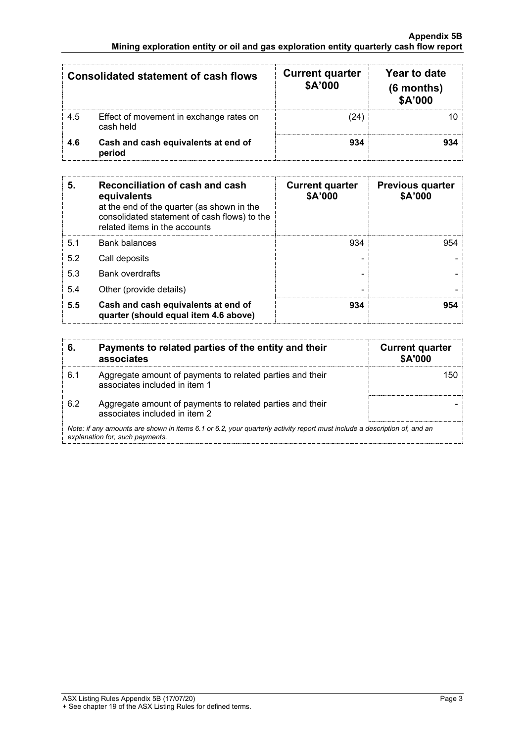| Consolidated statement of cash flows | | Current quarter $A'000 | Year to date (6 months) $A'000 |
|---|---|---|---|
| 4.5 | Effect of movement in exchange rates on cash held | (24) | 10 |
| **4.6** | **Cash and cash equivalents at end of period** | **934** | **934** |

| 5. | Reconciliation of cash and cash equivalents at the end of the quarter (as shown in the consolidated statement of cash flows) to the related items in the accounts | Current quarter $A'000 | Previous quarter $A'000 |
|---|---|---|---|
| 5.1 | Bank balances | 934 | 954 |
| 5.2 | Call deposits | - | - |
| 5.3 | Bank overdrafts | - | - |
| 5.4 | Other (provide details) | - | - |
| **5.5** | **Cash and cash equivalents at end of quarter (should equal item 4.6 above)** | **934** | **954** |

| 6. | Payments to related parties of the entity and their associates | Current quarter $A'000 |
|---|---|---|
| 6.1 | Aggregate amount of payments to related parties and their associates included in item 1 | 150 |
| 6.2 | Aggregate amount of payments to related parties and their associates included in item 2 | - |

*Note: if any amounts are shown in items 6.1 or 6.2, your quarterly activity report must include a description of, and an explanation for, such payments.*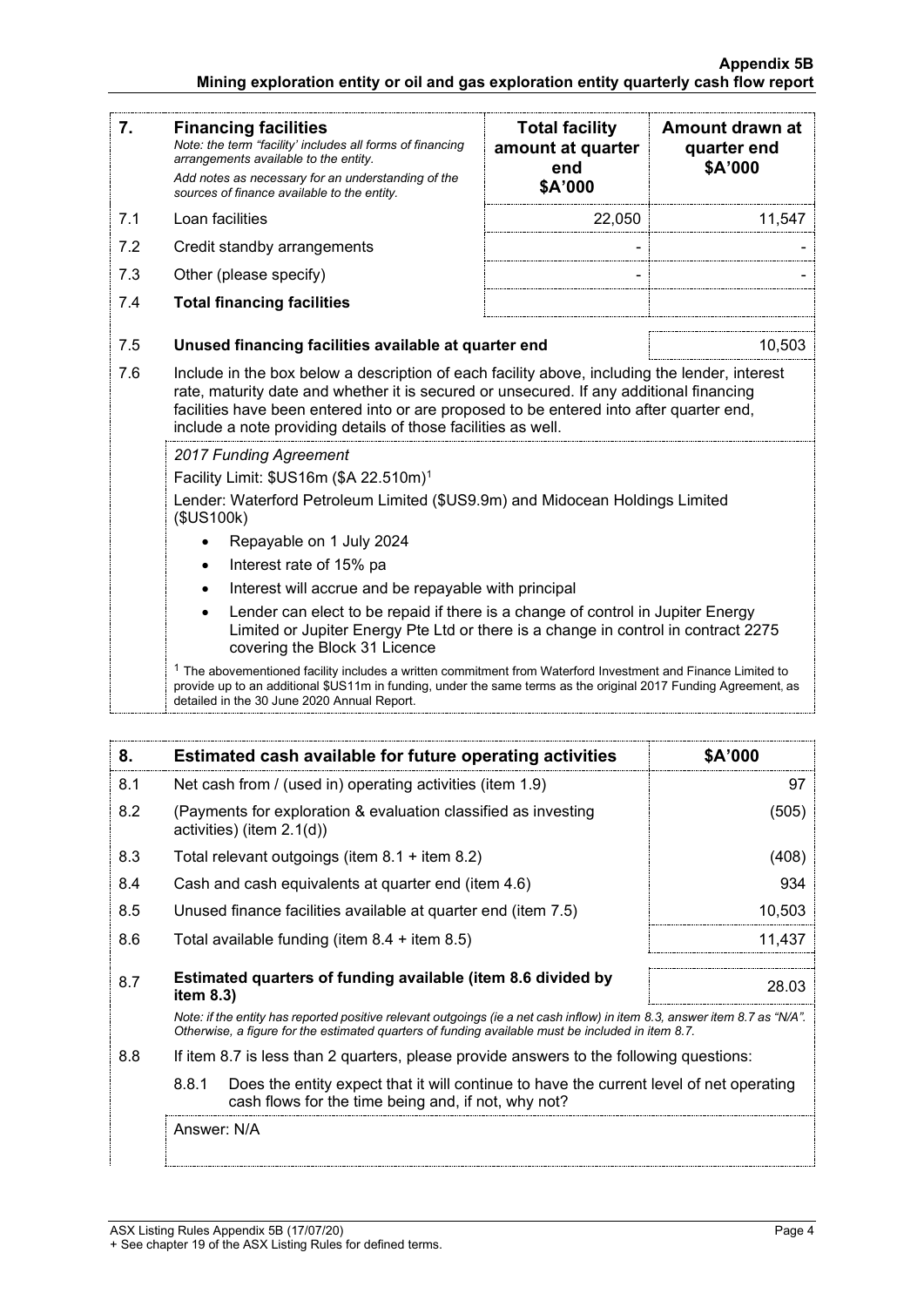| 7. | **Financing facilities** *Note: the term "facility' includes all forms of financing arrangements available to the entity.* *Add notes as necessary for an understanding of the sources of finance available to the entity.* | **Total facility amount at quarter end $A'000** | **Amount drawn at quarter end $A'000** |
|---|---|---|---|
| 7.1 | Loan facilities | 22,050 | 11,547 |
| 7.2 | Credit standby arrangements | - | - |
| 7.3 | Other (please specify) | - | - |
| 7.4 | **Total financing facilities** | | |

| | | |
|---|---|---|
| 7.5 | **Unused financing facilities available at quarter end** | 10,503 |

7.6 Include in the box below a description of each facility above, including the lender, interest rate, maturity date and whether it is secured or unsecured. If any additional financing facilities have been entered into or are proposed to be entered into after quarter end, include a note providing details of those facilities as well.

*2017 Funding Agreement*

Facility Limit: $US16m ($A 22.510m)[1]

Lender: Waterford Petroleum Limited ($US9.9m) and Midocean Holdings Limited ($US100k)

- Repayable on 1 July 2024
- Interest rate of 15% pa
- Interest will accrue and be repayable with principal
- Lender can elect to be repaid if there is a change of control in Jupiter Energy Limited or Jupiter Energy Pte Ltd or there is a change in control in contract 2275 covering the Block 31 Licence

[1] The abovementioned facility includes a written commitment from Waterford Investment and Finance Limited to provide up to an additional $US11m in funding, under the same terms as the original 2017 Funding Agreement, as detailed in the 30 June 2020 Annual Report.

| 8. | **Estimated cash available for future operating activities** | **$A'000** |
|---|---|---|
| 8.1 | Net cash from / (used in) operating activities (item 1.9) | 97 |
| 8.2 | (Payments for exploration & evaluation classified as investing activities) (item 2.1(d)) | (505) |
| 8.3 | Total relevant outgoings (item 8.1 + item 8.2) | (408) |
| 8.4 | Cash and cash equivalents at quarter end (item 4.6) | 934 |
| 8.5 | Unused finance facilities available at quarter end (item 7.5) | 10,503 |
| 8.6 | Total available funding (item 8.4 + item 8.5) | 11,437 |
| 8.7 | **Estimated quarters of funding available (item 8.6 divided by item 8.3)** | 28.03 |

*Note: if the entity has reported positive relevant outgoings (ie a net cash inflow) in item 8.3, answer item 8.7 as "N/A". Otherwise, a figure for the estimated quarters of funding available must be included in item 8.7.*

8.8 If item 8.7 is less than 2 quarters, please provide answers to the following questions:

8.8.1 Does the entity expect that it will continue to have the current level of net operating cash flows for the time being and, if not, why not?

Answer: N/A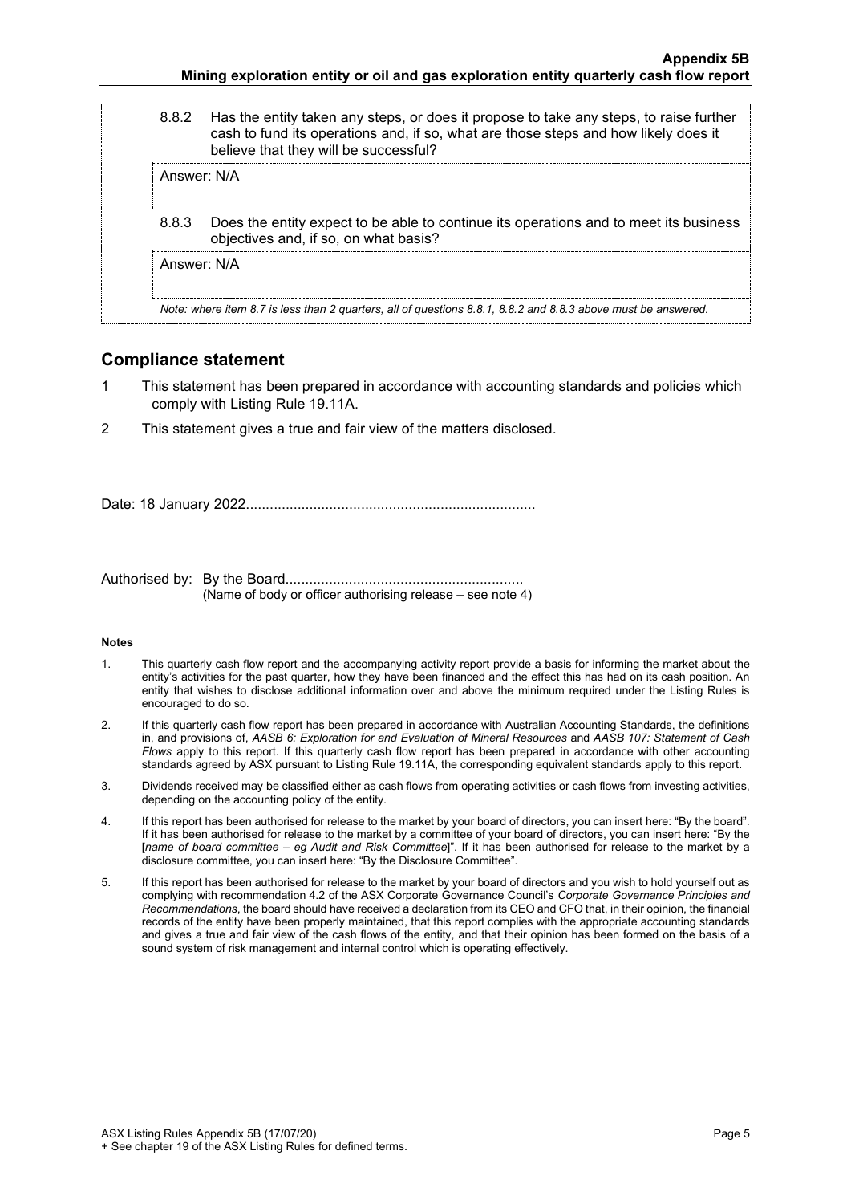8.8.2 Has the entity taken any steps, or does it propose to take any steps, to raise further cash to fund its operations and, if so, what are those steps and how likely does it believe that they will be successful?

Answer: N/A

8.8.3 Does the entity expect to be able to continue its operations and to meet its business objectives and, if so, on what basis?

Answer: N/A

*Note: where item 8.7 is less than 2 quarters, all of questions 8.8.1, 8.8.2 and 8.8.3 above must be answered.*

## Compliance statement

1. This statement has been prepared in accordance with accounting standards and policies which comply with Listing Rule 19.11A.
2. This statement gives a true and fair view of the matters disclosed.

Date: 18 January 2022........................................................................

Authorised by: By the Board...........................................................
(Name of body or officer authorising release – see note 4)

#### Notes

1. This quarterly cash flow report and the accompanying activity report provide a basis for informing the market about the entity's activities for the past quarter, how they have been financed and the effect this has had on its cash position. An entity that wishes to disclose additional information over and above the minimum required under the Listing Rules is encouraged to do so.
2. If this quarterly cash flow report has been prepared in accordance with Australian Accounting Standards, the definitions in, and provisions of, *AASB 6: Exploration for and Evaluation of Mineral Resources* and *AASB 107: Statement of Cash Flows* apply to this report. If this quarterly cash flow report has been prepared in accordance with other accounting standards agreed by ASX pursuant to Listing Rule 19.11A, the corresponding equivalent standards apply to this report.
3. Dividends received may be classified either as cash flows from operating activities or cash flows from investing activities, depending on the accounting policy of the entity.
4. If this report has been authorised for release to the market by your board of directors, you can insert here: "By the board". If it has been authorised for release to the market by a committee of your board of directors, you can insert here: "By the [*name of board committee – eg Audit and Risk Committee*]". If it has been authorised for release to the market by a disclosure committee, you can insert here: "By the Disclosure Committee".
5. If this report has been authorised for release to the market by your board of directors and you wish to hold yourself out as complying with recommendation 4.2 of the ASX Corporate Governance Council's *Corporate Governance Principles and Recommendations*, the board should have received a declaration from its CEO and CFO that, in their opinion, the financial records of the entity have been properly maintained, that this report complies with the appropriate accounting standards and gives a true and fair view of the cash flows of the entity, and that their opinion has been formed on the basis of a sound system of risk management and internal control which is operating effectively.